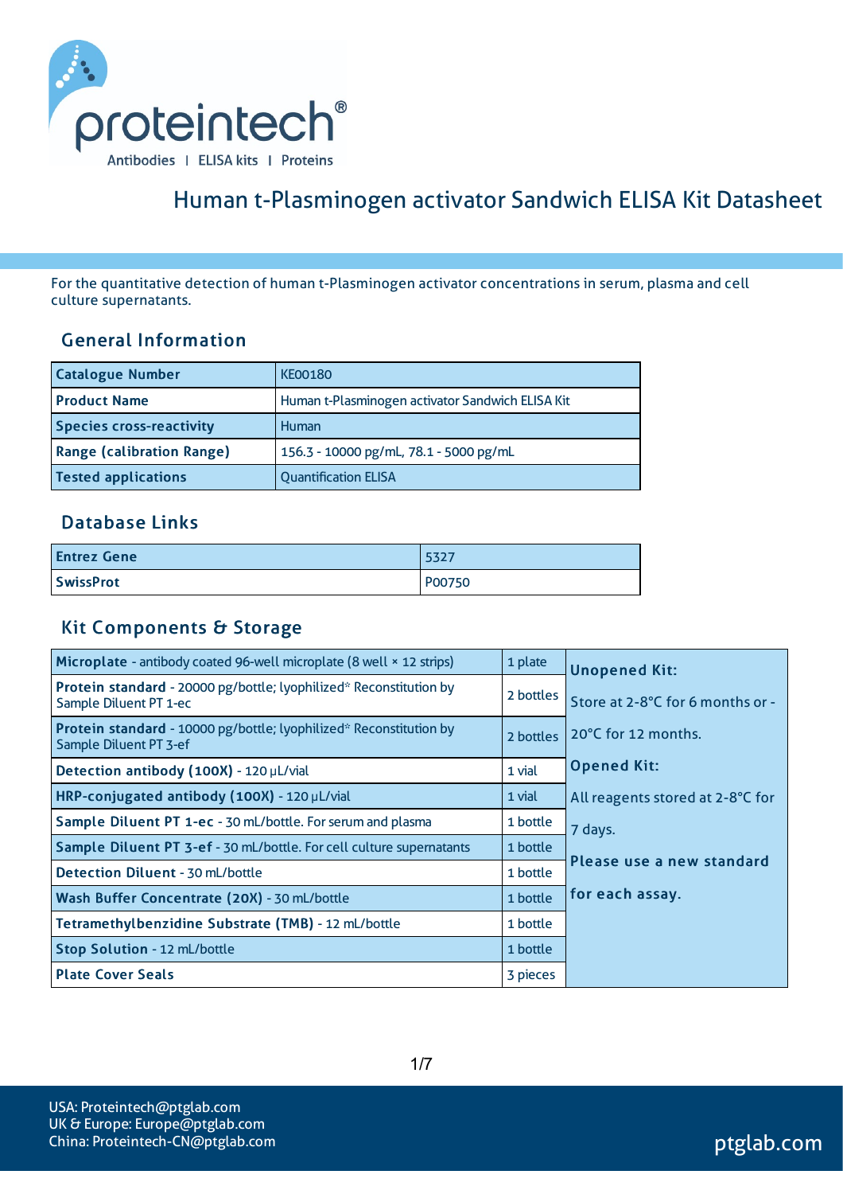# Human t-Plasminogen activator Sandwich ELISA Kit Datasheet

For the quantitative detection of human t-Plasminogen activator concentrations in serum, plasma and cell culture supernatants.

## General Information

| | |
|---|---|
| **Catalogue Number** | KE00180 |
| **Product Name** | Human t-Plasminogen activator Sandwich ELISA Kit |
| **Species cross-reactivity** | Human |
| **Range (calibration Range)** | 156.3 - 10000 pg/mL, 78.1 - 5000 pg/mL |
| **Tested applications** | Quantification ELISA |

## Database Links

| | |
|---|---|
| **Entrez Gene** | 5327 |
| **SwissProt** | P00750 |

## Kit Components & Storage

| Component | Quantity | Storage |
|---|---|---|
| **Microplate** - antibody coated 96-well microplate (8 well × 12 strips) | 1 plate | **Unopened Kit:** Store at 2-8°C for 6 months or -20°C for 12 months. **Opened Kit:** All reagents stored at 2-8°C for 7 days. **Please use a new standard for each assay.** |
| **Protein standard** - 20000 pg/bottle; lyophilized* Reconstitution by Sample Diluent PT 1-ec | 2 bottles | |
| **Protein standard** - 10000 pg/bottle; lyophilized* Reconstitution by Sample Diluent PT 3-ef | 2 bottles | |
| **Detection antibody (100X)** - 120 μL/vial | 1 vial | |
| **HRP-conjugated antibody (100X)** - 120 μL/vial | 1 vial | |
| **Sample Diluent PT 1-ec** - 30 mL/bottle. For serum and plasma | 1 bottle | |
| **Sample Diluent PT 3-ef** - 30 mL/bottle. For cell culture supernatants | 1 bottle | |
| **Detection Diluent** - 30 mL/bottle | 1 bottle | |
| **Wash Buffer Concentrate (20X)** - 30 mL/bottle | 1 bottle | |
| **Tetramethylbenzidine Substrate (TMB)** - 12 mL/bottle | 1 bottle | |
| **Stop Solution** - 12 mL/bottle | 1 bottle | |
| **Plate Cover Seals** | 3 pieces | |

USA: Proteintech@ptglab.com
UK & Europe: Europe@ptglab.com
China: Proteintech-CN@ptglab.com

ptglab.com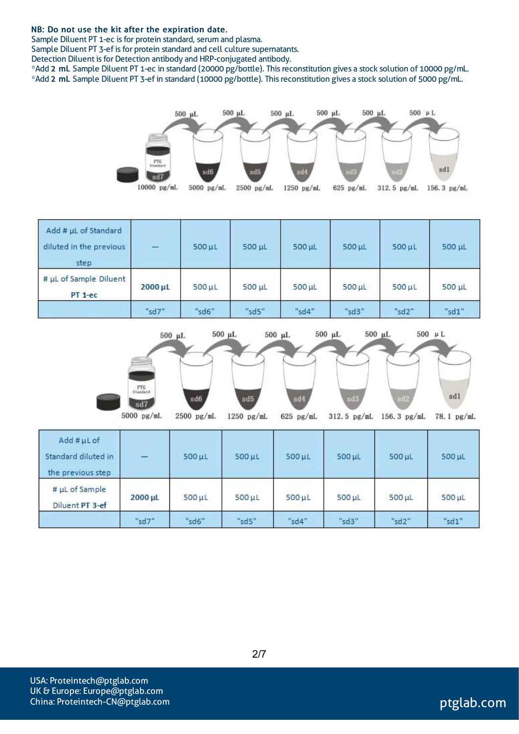**NB: Do not use the kit after the expiration date.**

Sample Diluent PT 1-ec is for protein standard, serum and plasma.
Sample Diluent PT 3-ef is for protein standard and cell culture supernatants.
Detection Diluent is for Detection antibody and HRP-conjugated antibody.
*Add **2 mL** Sample Diluent PT 1-ec in standard (20000 pg/bottle). This reconstitution gives a stock solution of 10000 pg/mL.
*Add **2 mL** Sample Diluent PT 3-ef in standard (10000 pg/bottle). This reconstitution gives a stock solution of 5000 pg/mL.

| | sd7 | sd6 | sd5 | sd4 | sd3 | sd2 | sd1 |
|---|---|---|---|---|---|---|---|
| Concentration | 10000 pg/mL | 5000 pg/mL | 2500 pg/mL | 1250 pg/mL | 625 pg/mL | 312.5 pg/mL | 156.3 pg/mL |

| Add # µL of Standard diluted in the previous step | — | 500 µL | 500 µL | 500 µL | 500 µL | 500 µL | 500 µL |
|---|---|---|---|---|---|---|---|
| # µL of Sample Diluent PT 1-ec | **2000 µL** | 500 µL | 500 µL | 500 µL | 500 µL | 500 µL | 500 µL |
| | "sd7" | "sd6" | "sd5" | "sd4" | "sd3" | "sd2" | "sd1" |

| | sd7 | sd6 | sd5 | sd4 | sd3 | sd2 | sd1 |
|---|---|---|---|---|---|---|---|
| Concentration | 5000 pg/mL | 2500 pg/mL | 1250 pg/mL | 625 pg/mL | 312.5 pg/mL | 156.3 pg/mL | 78.1 pg/mL |

| Add # µL of Standard diluted in the previous step | — | 500 µL | 500 µL | 500 µL | 500 µL | 500 µL | 500 µL |
|---|---|---|---|---|---|---|---|
| # µL of Sample Diluent PT 3-ef | **2000 µL** | 500 µL | 500 µL | 500 µL | 500 µL | 500 µL | 500 µL |
| | "sd7" | "sd6" | "sd5" | "sd4" | "sd3" | "sd2" | "sd1" |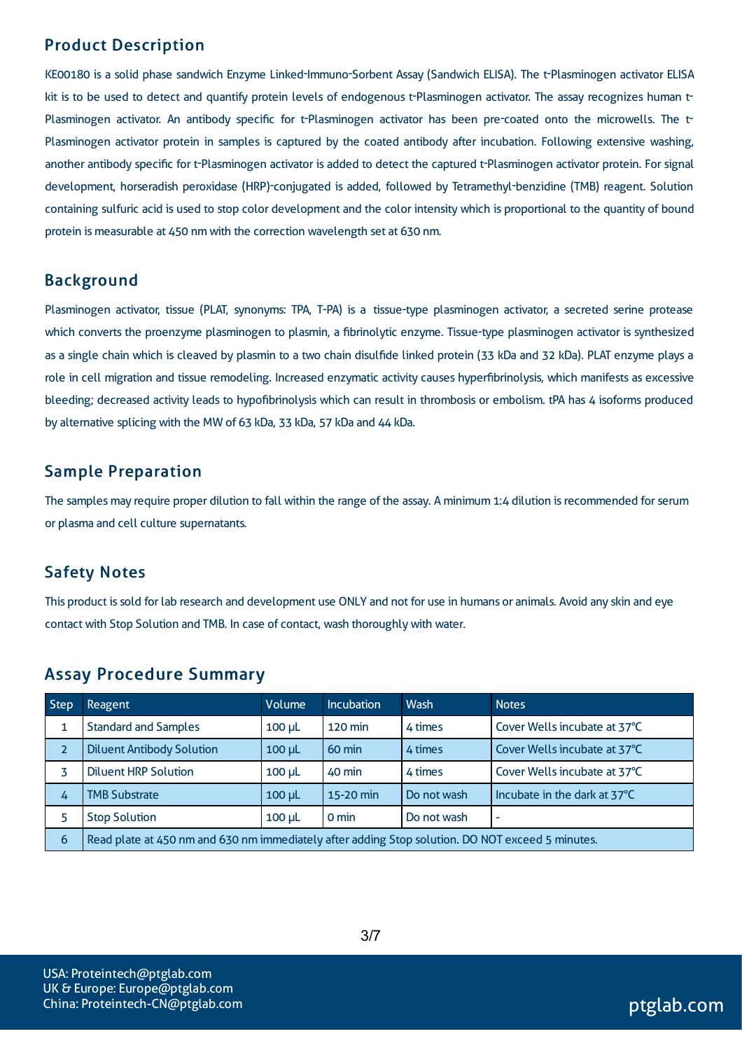## Product Description

KE00180 is a solid phase sandwich Enzyme Linked-Immuno-Sorbent Assay (Sandwich ELISA). The t-Plasminogen activator ELISA kit is to be used to detect and quantify protein levels of endogenous t-Plasminogen activator. The assay recognizes human t-Plasminogen activator. An antibody specific for t-Plasminogen activator has been pre-coated onto the microwells. The t-Plasminogen activator protein in samples is captured by the coated antibody after incubation. Following extensive washing, another antibody specific for t-Plasminogen activator is added to detect the captured t-Plasminogen activator protein. For signal development, horseradish peroxidase (HRP)-conjugated is added, followed by Tetramethyl-benzidine (TMB) reagent. Solution containing sulfuric acid is used to stop color development and the color intensity which is proportional to the quantity of bound protein is measurable at 450 nm with the correction wavelength set at 630 nm.

## Background

Plasminogen activator, tissue (PLAT, synonyms: TPA, T-PA) is a tissue-type plasminogen activator, a secreted serine protease which converts the proenzyme plasminogen to plasmin, a fibrinolytic enzyme. Tissue-type plasminogen activator is synthesized as a single chain which is cleaved by plasmin to a two chain disulfide linked protein (33 kDa and 32 kDa). PLAT enzyme plays a role in cell migration and tissue remodeling. Increased enzymatic activity causes hyperfibrinolysis, which manifests as excessive bleeding; decreased activity leads to hypofibrinolysis which can result in thrombosis or embolism. tPA has 4 isoforms produced by alternative splicing with the MW of 63 kDa, 33 kDa, 57 kDa and 44 kDa.

## Sample Preparation

The samples may require proper dilution to fall within the range of the assay. A minimum 1:4 dilution is recommended for serum or plasma and cell culture supernatants.

## Safety Notes

This product is sold for lab research and development use ONLY and not for use in humans or animals. Avoid any skin and eye contact with Stop Solution and TMB. In case of contact, wash thoroughly with water.

## Assay Procedure Summary

| Step | Reagent | Volume | Incubation | Wash | Notes |
|---|---|---|---|---|---|
| 1 | Standard and Samples | 100 μL | 120 min | 4 times | Cover Wells incubate at 37°C |
| 2 | Diluent Antibody Solution | 100 μL | 60 min | 4 times | Cover Wells incubate at 37°C |
| 3 | Diluent HRP Solution | 100 μL | 40 min | 4 times | Cover Wells incubate at 37°C |
| 4 | TMB Substrate | 100 μL | 15-20 min | Do not wash | Incubate in the dark at 37°C |
| 5 | Stop Solution | 100 μL | 0 min | Do not wash | - |
| 6 | Read plate at 450 nm and 630 nm immediately after adding Stop solution. DO NOT exceed 5 minutes. | | | | |

USA: Proteintech@ptglab.com
UK & Europe: Europe@ptglab.com
China: Proteintech-CN@ptglab.com

ptglab.com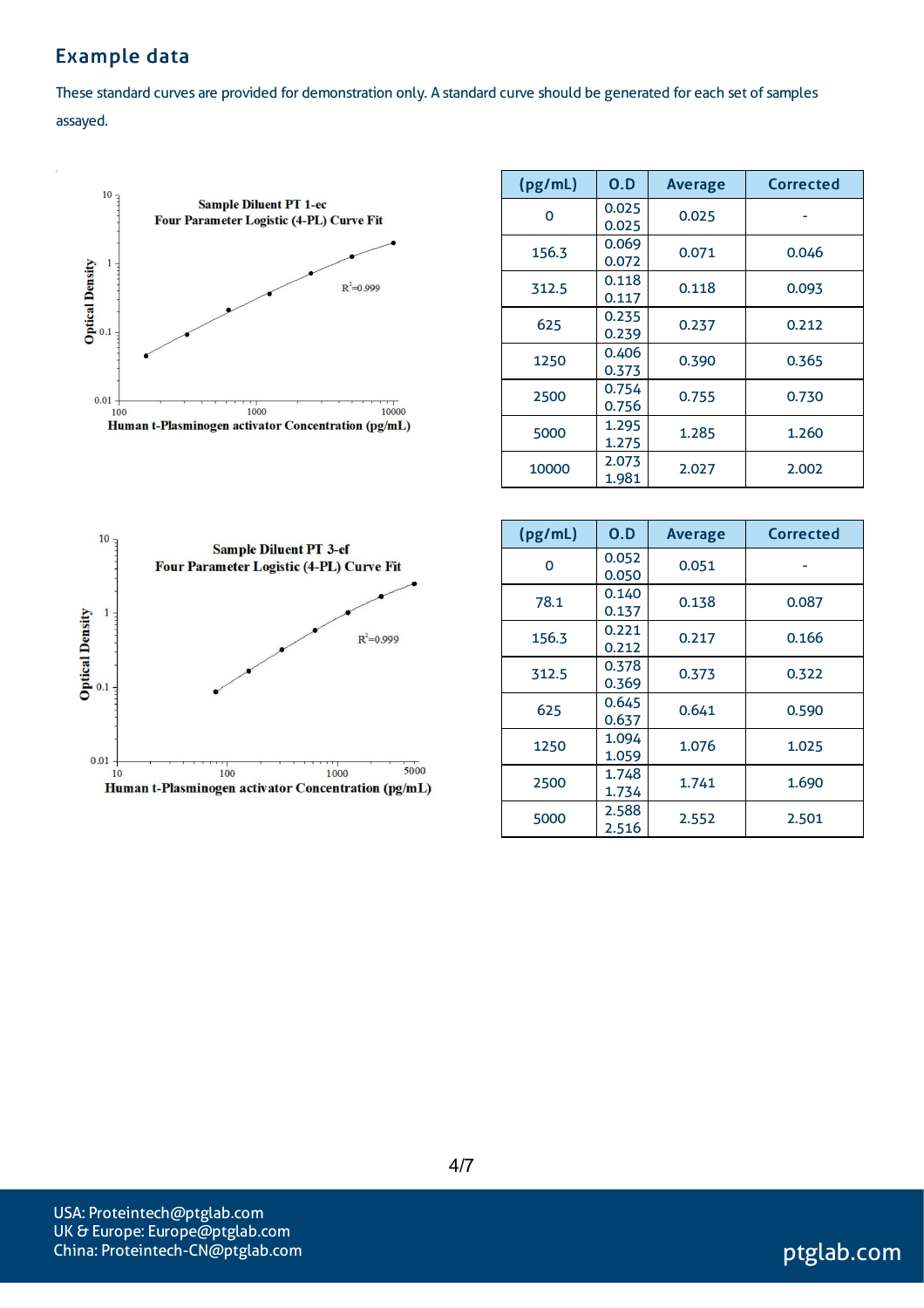## Example data

These standard curves are provided for demonstration only. A standard curve should be generated for each set of samples assayed.

Sample Diluent PT 1-ec
Four Parameter Logistic (4-PL) Curve Fit

$R^2$=0.999

Optical Density

Human t-Plasminogen activator Concentration (pg/mL)

| (pg/mL) | O.D | Average | Corrected |
|---|---|---|---|
| 0 | 0.025<br>0.025 | 0.025 | - |
| 156.3 | 0.069<br>0.072 | 0.071 | 0.046 |
| 312.5 | 0.118<br>0.117 | 0.118 | 0.093 |
| 625 | 0.235<br>0.239 | 0.237 | 0.212 |
| 1250 | 0.406<br>0.373 | 0.390 | 0.365 |
| 2500 | 0.754<br>0.756 | 0.755 | 0.730 |
| 5000 | 1.295<br>1.275 | 1.285 | 1.260 |
| 10000 | 2.073<br>1.981 | 2.027 | 2.002 |

Sample Diluent PT 3-ef
Four Parameter Logistic (4-PL) Curve Fit

$R^2$=0.999

Optical Density

Human t-Plasminogen activator Concentration (pg/mL)

| (pg/mL) | O.D | Average | Corrected |
|---|---|---|---|
| 0 | 0.052<br>0.050 | 0.051 | - |
| 78.1 | 0.140<br>0.137 | 0.138 | 0.087 |
| 156.3 | 0.221<br>0.212 | 0.217 | 0.166 |
| 312.5 | 0.378<br>0.369 | 0.373 | 0.322 |
| 625 | 0.645<br>0.637 | 0.641 | 0.590 |
| 1250 | 1.094<br>1.059 | 1.076 | 1.025 |
| 2500 | 1.748<br>1.734 | 1.741 | 1.690 |
| 5000 | 2.588<br>2.516 | 2.552 | 2.501 |

USA: Proteintech@ptglab.com
UK & Europe: Europe@ptglab.com
China: Proteintech-CN@ptglab.com

ptglab.com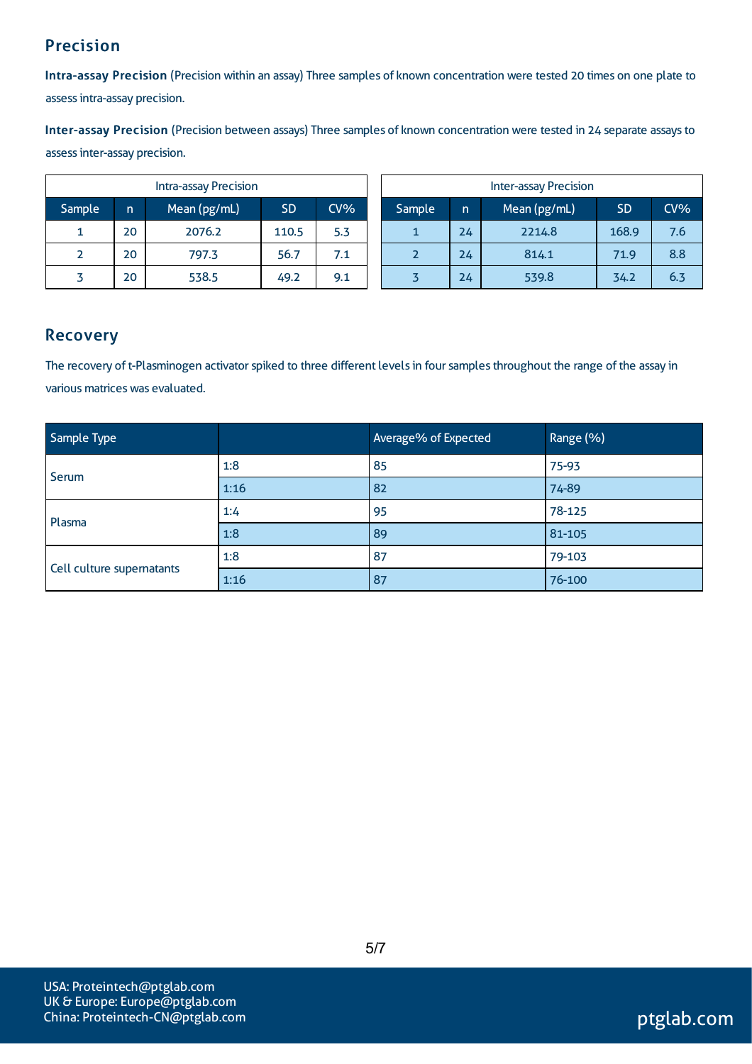## Precision

**Intra-assay Precision** (Precision within an assay) Three samples of known concentration were tested 20 times on one plate to assess intra-assay precision.

**Inter-assay Precision** (Precision between assays) Three samples of known concentration were tested in 24 separate assays to assess inter-assay precision.

| Intra-assay Precision | | | | |
|---|---|---|---|---|
| Sample | n | Mean (pg/mL) | SD | CV% |
| 1 | 20 | 2076.2 | 110.5 | 5.3 |
| 2 | 20 | 797.3 | 56.7 | 7.1 |
| 3 | 20 | 538.5 | 49.2 | 9.1 |

| Inter-assay Precision | | | | |
|---|---|---|---|---|
| Sample | n | Mean (pg/mL) | SD | CV% |
| 1 | 24 | 2214.8 | 168.9 | 7.6 |
| 2 | 24 | 814.1 | 71.9 | 8.8 |
| 3 | 24 | 539.8 | 34.2 | 6.3 |

## Recovery

The recovery of t-Plasminogen activator spiked to three different levels in four samples throughout the range of the assay in various matrices was evaluated.

| Sample Type | | Average% of Expected | Range (%) |
|---|---|---|---|
| Serum | 1:8 | 85 | 75-93 |
| | 1:16 | 82 | 74-89 |
| Plasma | 1:4 | 95 | 78-125 |
| | 1:8 | 89 | 81-105 |
| Cell culture supernatants | 1:8 | 87 | 79-103 |
| | 1:16 | 87 | 76-100 |

USA: Proteintech@ptglab.com
UK & Europe: Europe@ptglab.com
China: Proteintech-CN@ptglab.com

ptglab.com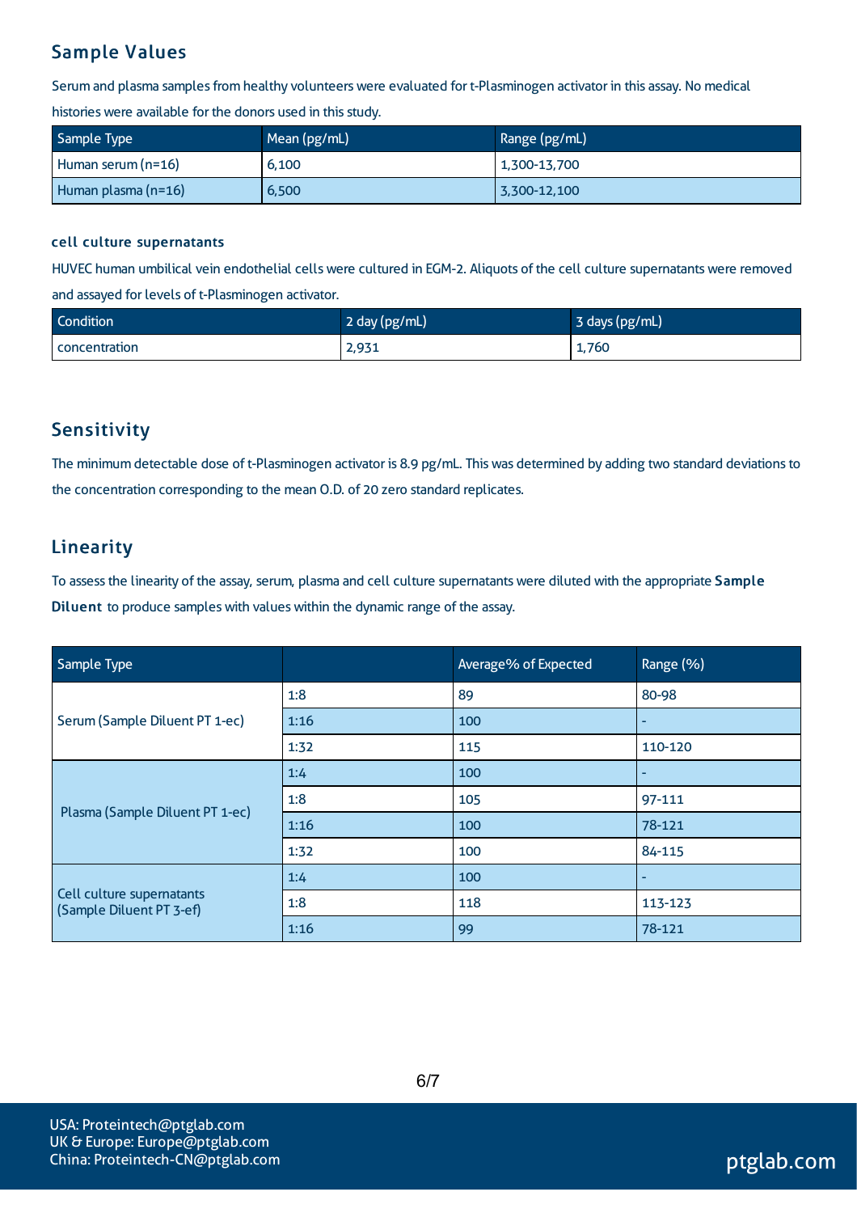## Sample Values

Serum and plasma samples from healthy volunteers were evaluated for t-Plasminogen activator in this assay. No medical histories were available for the donors used in this study.

| Sample Type | Mean (pg/mL) | Range (pg/mL) |
| --- | --- | --- |
| Human serum (n=16) | 6,100 | 1,300-13,700 |
| Human plasma (n=16) | 6,500 | 3,300-12,100 |

### cell culture supernatants

HUVEC human umbilical vein endothelial cells were cultured in EGM-2. Aliquots of the cell culture supernatants were removed and assayed for levels of t-Plasminogen activator.

| Condition | 2 day (pg/mL) | 3 days (pg/mL) |
| --- | --- | --- |
| concentration | 2,931 | 1,760 |

## Sensitivity

The minimum detectable dose of t-Plasminogen activator is 8.9 pg/mL. This was determined by adding two standard deviations to the concentration corresponding to the mean O.D. of 20 zero standard replicates.

## Linearity

To assess the linearity of the assay, serum, plasma and cell culture supernatants were diluted with the appropriate **Sample Diluent** to produce samples with values within the dynamic range of the assay.

| Sample Type | | Average% of Expected | Range (%) |
| --- | --- | --- | --- |
| Serum (Sample Diluent PT 1-ec) | 1:8 | 89 | 80-98 |
| | 1:16 | 100 | - |
| | 1:32 | 115 | 110-120 |
| Plasma (Sample Diluent PT 1-ec) | 1:4 | 100 | - |
| | 1:8 | 105 | 97-111 |
| | 1:16 | 100 | 78-121 |
| | 1:32 | 100 | 84-115 |
| Cell culture supernatants (Sample Diluent PT 3-ef) | 1:4 | 100 | - |
| | 1:8 | 118 | 113-123 |
| | 1:16 | 99 | 78-121 |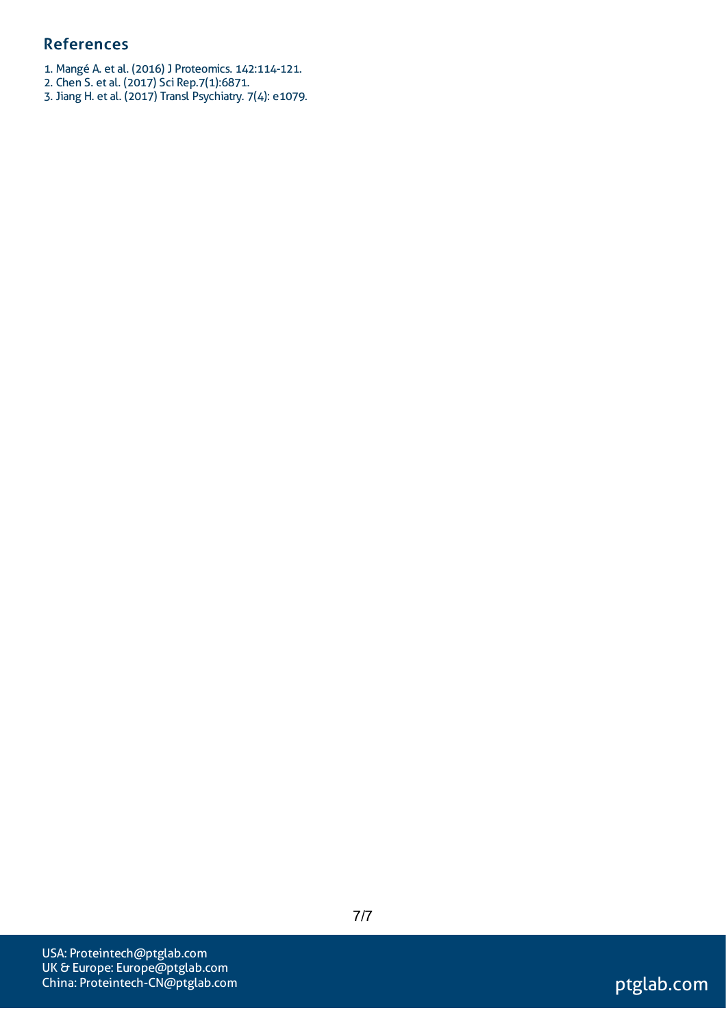## References

1. Mangé A. et al. (2016) J Proteomics. 142:114-121.
2. Chen S. et al. (2017) Sci Rep.7(1):6871.
3. Jiang H. et al. (2017) Transl Psychiatry. 7(4): e1079.

USA: Proteintech@ptglab.com
UK & Europe: Europe@ptglab.com
China: Proteintech-CN@ptglab.com

ptglab.com